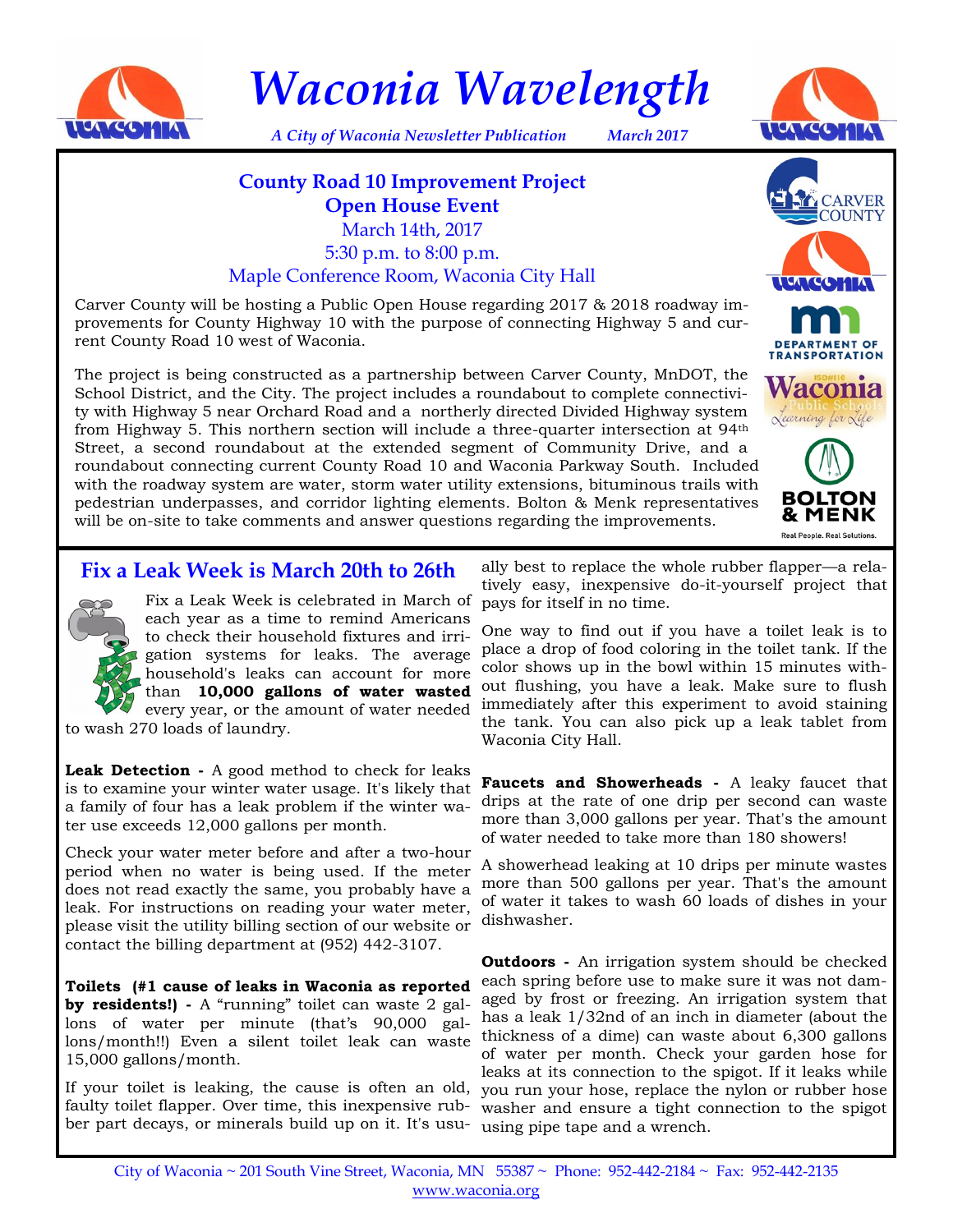# Waconia Wavelength

*A City of Waconia Newsletter Publication* *March 2017*

## County Road 10 Improvement Project
## Open House Event

March 14th, 2017
5:30 p.m. to 8:00 p.m.
Maple Conference Room, Waconia City Hall

Carver County will be hosting a Public Open House regarding 2017 & 2018 roadway improvements for County Highway 10 with the purpose of connecting Highway 5 and current County Road 10 west of Waconia.

The project is being constructed as a partnership between Carver County, MnDOT, the School District, and the City. The project includes a roundabout to complete connectivity with Highway 5 near Orchard Road and a northerly directed Divided Highway system from Highway 5. This northern section will include a three-quarter intersection at 94th Street, a second roundabout at the extended segment of Community Drive, and a roundabout connecting current County Road 10 and Waconia Parkway South. Included with the roadway system are water, storm water utility extensions, bituminous trails with pedestrian underpasses, and corridor lighting elements. Bolton & Menk representatives will be on-site to take comments and answer questions regarding the improvements.

## Fix a Leak Week is March 20th to 26th

Fix a Leak Week is celebrated in March of each year as a time to remind Americans to check their household fixtures and irrigation systems for leaks. The average household's leaks can account for more than **10,000 gallons of water wasted** every year, or the amount of water needed to wash 270 loads of laundry.

**Leak Detection -** A good method to check for leaks is to examine your winter water usage. It's likely that a family of four has a leak problem if the winter water use exceeds 12,000 gallons per month.

Check your water meter before and after a two-hour period when no water is being used. If the meter does not read exactly the same, you probably have a leak. For instructions on reading your water meter, please visit the utility billing section of our website or contact the billing department at (952) 442-3107.

**Toilets (#1 cause of leaks in Waconia as reported by residents!) -** A "running" toilet can waste 2 gallons of water per minute (that's 90,000 gallons/month!!) Even a silent toilet leak can waste 15,000 gallons/month.

If your toilet is leaking, the cause is often an old, faulty toilet flapper. Over time, this inexpensive rubber part decays, or minerals build up on it. It's usually best to replace the whole rubber flapper—a relatively easy, inexpensive do-it-yourself project that pays for itself in no time.

One way to find out if you have a toilet leak is to place a drop of food coloring in the toilet tank. If the color shows up in the bowl within 15 minutes without flushing, you have a leak. Make sure to flush immediately after this experiment to avoid staining the tank. You can also pick up a leak tablet from Waconia City Hall.

**Faucets and Showerheads -** A leaky faucet that drips at the rate of one drip per second can waste more than 3,000 gallons per year. That's the amount of water needed to take more than 180 showers!

A showerhead leaking at 10 drips per minute wastes more than 500 gallons per year. That's the amount of water it takes to wash 60 loads of dishes in your dishwasher.

**Outdoors -** An irrigation system should be checked each spring before use to make sure it was not damaged by frost or freezing. An irrigation system that has a leak 1/32nd of an inch in diameter (about the thickness of a dime) can waste about 6,300 gallons of water per month. Check your garden hose for leaks at its connection to the spigot. If it leaks while you run your hose, replace the nylon or rubber hose washer and ensure a tight connection to the spigot using pipe tape and a wrench.

City of Waconia ~ 201 South Vine Street, Waconia, MN 55387 ~ Phone: 952-442-2184 ~ Fax: 952-442-2135
www.waconia.org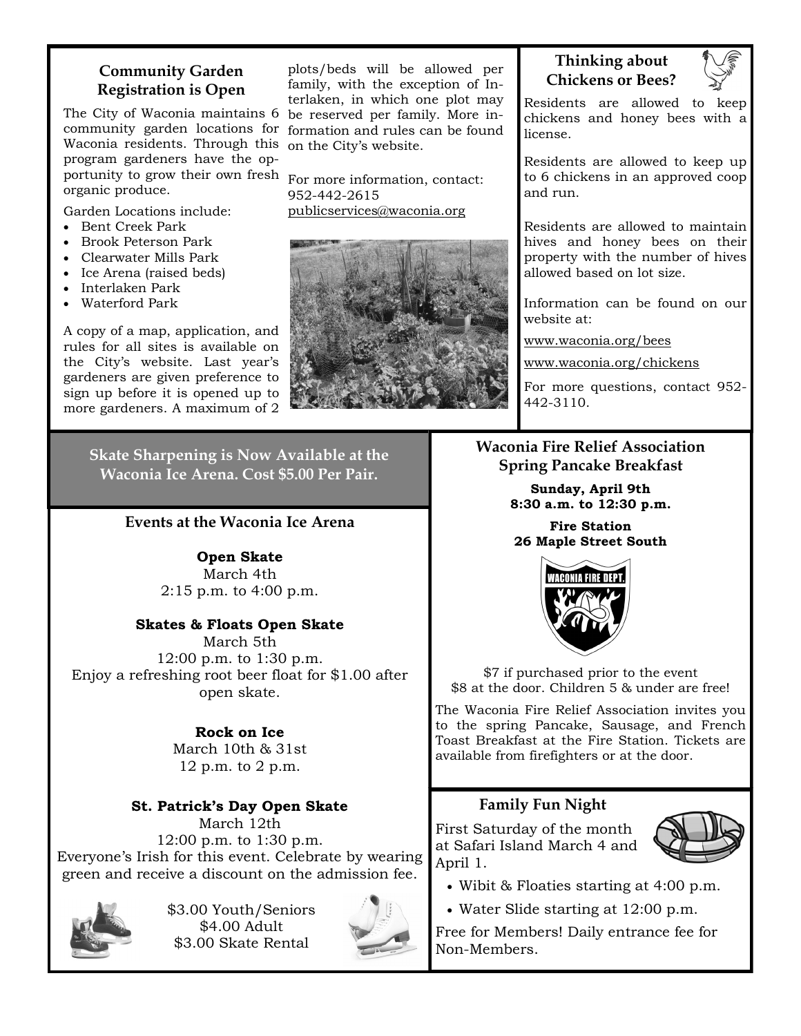## Community Garden Registration is Open

The City of Waconia maintains 6 community garden locations for Waconia residents. Through this program gardeners have the opportunity to grow their own fresh organic produce.

Garden Locations include:

- Bent Creek Park
- Brook Peterson Park
- Clearwater Mills Park
- Ice Arena (raised beds)
- Interlaken Park
- Waterford Park

A copy of a map, application, and rules for all sites is available on the City's website. Last year's gardeners are given preference to sign up before it is opened up to more gardeners. A maximum of 2 plots/beds will be allowed per family, with the exception of Interlaken, in which one plot may be reserved per family. More information and rules can be found on the City's website.

For more information, contact:
952-442-2615
publicservices@waconia.org

## Thinking about Chickens or Bees?

Residents are allowed to keep chickens and honey bees with a license.

Residents are allowed to keep up to 6 chickens in an approved coop and run.

Residents are allowed to maintain hives and honey bees on their property with the number of hives allowed based on lot size.

Information can be found on our website at:

www.waconia.org/bees

www.waconia.org/chickens

For more questions, contact 952-442-3110.

**Skate Sharpening is Now Available at the Waconia Ice Arena. Cost $5.00 Per Pair.**

## Events at the Waconia Ice Arena

**Open Skate**
March 4th
2:15 p.m. to 4:00 p.m.

**Skates & Floats Open Skate**
March 5th
12:00 p.m. to 1:30 p.m.
Enjoy a refreshing root beer float for $1.00 after open skate.

**Rock on Ice**
March 10th & 31st
12 p.m. to 2 p.m.

**St. Patrick's Day Open Skate**
March 12th
12:00 p.m. to 1:30 p.m.
Everyone's Irish for this event. Celebrate by wearing green and receive a discount on the admission fee.

$3.00 Youth/Seniors
$4.00 Adult
$3.00 Skate Rental

## Waconia Fire Relief Association Spring Pancake Breakfast

**Sunday, April 9th**
**8:30 a.m. to 12:30 p.m.**

**Fire Station**
**26 Maple Street South**

$7 if purchased prior to the event
$8 at the door. Children 5 & under are free!

The Waconia Fire Relief Association invites you to the spring Pancake, Sausage, and French Toast Breakfast at the Fire Station. Tickets are available from firefighters or at the door.

## Family Fun Night

First Saturday of the month at Safari Island March 4 and April 1.

- Wibit & Floaties starting at 4:00 p.m.
- Water Slide starting at 12:00 p.m.

Free for Members! Daily entrance fee for Non-Members.